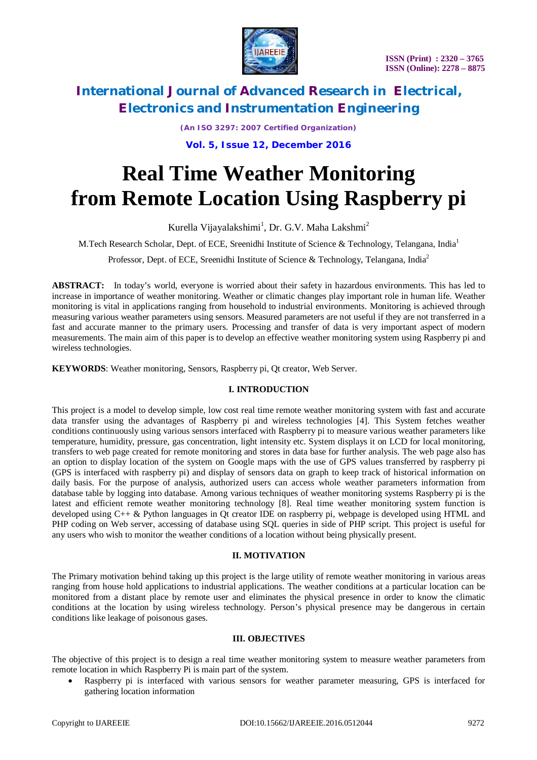# Real Time Weather Monitoring from Remote Location Using Raspberry pi

Kurella Vijayalakshimi[1], Dr. G.V. Maha Lakshmi[2]

M.Tech Research Scholar, Dept. of ECE, Sreenidhi Institute of Science & Technology, Telangana, India[1]

Professor, Dept. of ECE, Sreenidhi Institute of Science & Technology, Telangana, India[2]

**ABSTRACT:** In today's world, everyone is worried about their safety in hazardous environments. This has led to increase in importance of weather monitoring. Weather or climatic changes play important role in human life. Weather monitoring is vital in applications ranging from household to industrial environments. Monitoring is achieved through measuring various weather parameters using sensors. Measured parameters are not useful if they are not transferred in a fast and accurate manner to the primary users. Processing and transfer of data is very important aspect of modern measurements. The main aim of this paper is to develop an effective weather monitoring system using Raspberry pi and wireless technologies.

**KEYWORDS**: Weather monitoring, Sensors, Raspberry pi, Qt creator, Web Server.

## I. INTRODUCTION

This project is a model to develop simple, low cost real time remote weather monitoring system with fast and accurate data transfer using the advantages of Raspberry pi and wireless technologies [4]. This System fetches weather conditions continuously using various sensors interfaced with Raspberry pi to measure various weather parameters like temperature, humidity, pressure, gas concentration, light intensity etc. System displays it on LCD for local monitoring, transfers to web page created for remote monitoring and stores in data base for further analysis. The web page also has an option to display location of the system on Google maps with the use of GPS values transferred by raspberry pi (GPS is interfaced with raspberry pi) and display of sensors data on graph to keep track of historical information on daily basis. For the purpose of analysis, authorized users can access whole weather parameters information from database table by logging into database. Among various techniques of weather monitoring systems Raspberry pi is the latest and efficient remote weather monitoring technology [8]. Real time weather monitoring system function is developed using C++ & Python languages in Qt creator IDE on raspberry pi, webpage is developed using HTML and PHP coding on Web server, accessing of database using SQL queries in side of PHP script. This project is useful for any users who wish to monitor the weather conditions of a location without being physically present.

## II. MOTIVATION

The Primary motivation behind taking up this project is the large utility of remote weather monitoring in various areas ranging from house hold applications to industrial applications. The weather conditions at a particular location can be monitored from a distant place by remote user and eliminates the physical presence in order to know the climatic conditions at the location by using wireless technology. Person's physical presence may be dangerous in certain conditions like leakage of poisonous gases.

## III. OBJECTIVES

The objective of this project is to design a real time weather monitoring system to measure weather parameters from remote location in which Raspberry Pi is main part of the system.

- Raspberry pi is interfaced with various sensors for weather parameter measuring, GPS is interfaced for gathering location information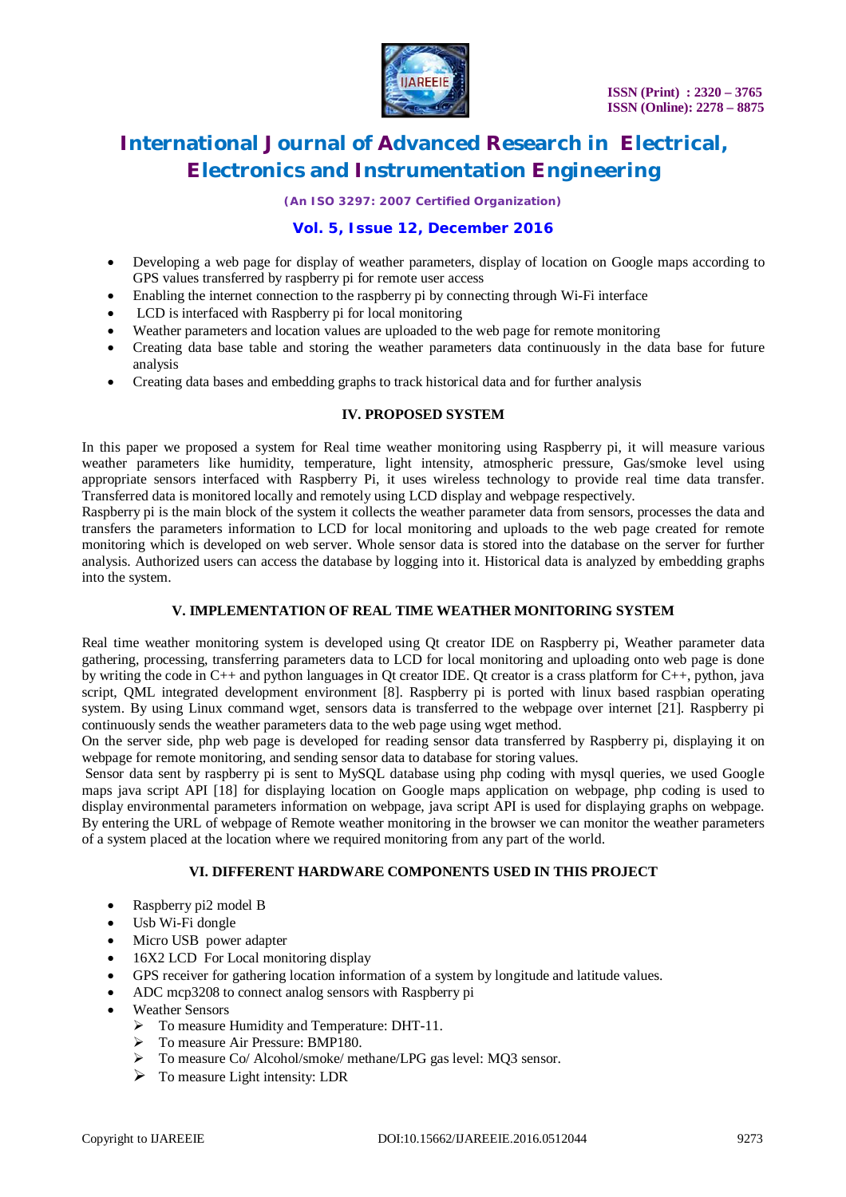- Developing a web page for display of weather parameters, display of location on Google maps according to GPS values transferred by raspberry pi for remote user access
- Enabling the internet connection to the raspberry pi by connecting through Wi-Fi interface
- LCD is interfaced with Raspberry pi for local monitoring
- Weather parameters and location values are uploaded to the web page for remote monitoring
- Creating data base table and storing the weather parameters data continuously in the data base for future analysis
- Creating data bases and embedding graphs to track historical data and for further analysis

## IV. PROPOSED SYSTEM

In this paper we proposed a system for Real time weather monitoring using Raspberry pi, it will measure various weather parameters like humidity, temperature, light intensity, atmospheric pressure, Gas/smoke level using appropriate sensors interfaced with Raspberry Pi, it uses wireless technology to provide real time data transfer. Transferred data is monitored locally and remotely using LCD display and webpage respectively.

Raspberry pi is the main block of the system it collects the weather parameter data from sensors, processes the data and transfers the parameters information to LCD for local monitoring and uploads to the web page created for remote monitoring which is developed on web server. Whole sensor data is stored into the database on the server for further analysis. Authorized users can access the database by logging into it. Historical data is analyzed by embedding graphs into the system.

## V. IMPLEMENTATION OF REAL TIME WEATHER MONITORING SYSTEM

Real time weather monitoring system is developed using Qt creator IDE on Raspberry pi, Weather parameter data gathering, processing, transferring parameters data to LCD for local monitoring and uploading onto web page is done by writing the code in C++ and python languages in Qt creator IDE. Qt creator is a crass platform for C++, python, java script, QML integrated development environment [8]. Raspberry pi is ported with linux based raspbian operating system. By using Linux command wget, sensors data is transferred to the webpage over internet [21]. Raspberry pi continuously sends the weather parameters data to the web page using wget method.

On the server side, php web page is developed for reading sensor data transferred by Raspberry pi, displaying it on webpage for remote monitoring, and sending sensor data to database for storing values.

Sensor data sent by raspberry pi is sent to MySQL database using php coding with mysql queries, we used Google maps java script API [18] for displaying location on Google maps application on webpage, php coding is used to display environmental parameters information on webpage, java script API is used for displaying graphs on webpage. By entering the URL of webpage of Remote weather monitoring in the browser we can monitor the weather parameters of a system placed at the location where we required monitoring from any part of the world.

## VI. DIFFERENT HARDWARE COMPONENTS USED IN THIS PROJECT

- Raspberry pi2 model B
- Usb Wi-Fi dongle
- Micro USB power adapter
- 16X2 LCD For Local monitoring display
- GPS receiver for gathering location information of a system by longitude and latitude values.
- ADC mcp3208 to connect analog sensors with Raspberry pi
- Weather Sensors
  - To measure Humidity and Temperature: DHT-11.
  - To measure Air Pressure: BMP180.
  - To measure Co/ Alcohol/smoke/ methane/LPG gas level: MQ3 sensor.
  - To measure Light intensity: LDR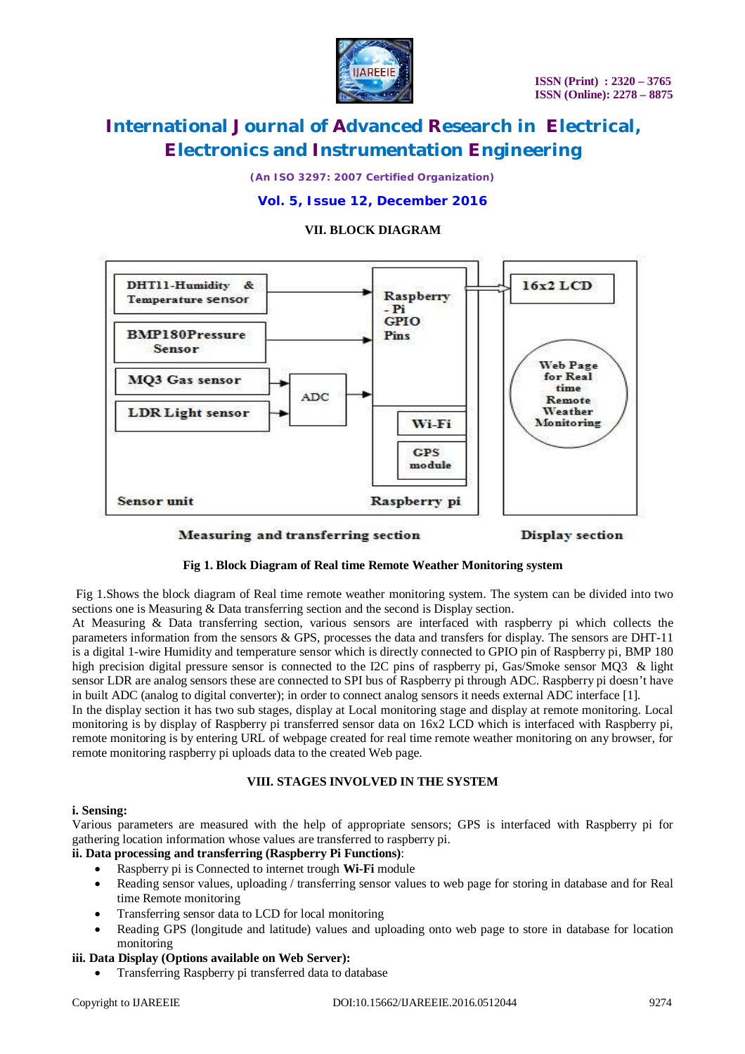## VII. BLOCK DIAGRAM

Fig 1. Block Diagram of Real time Remote Weather Monitoring system

Fig 1.Shows the block diagram of Real time remote weather monitoring system. The system can be divided into two sections one is Measuring & Data transferring section and the second is Display section.

At Measuring & Data transferring section, various sensors are interfaced with raspberry pi which collects the parameters information from the sensors & GPS, processes the data and transfers for display. The sensors are DHT-11 is a digital 1-wire Humidity and temperature sensor which is directly connected to GPIO pin of Raspberry pi, BMP 180 high precision digital pressure sensor is connected to the I2C pins of raspberry pi, Gas/Smoke sensor MQ3 & light sensor LDR are analog sensors these are connected to SPI bus of Raspberry pi through ADC. Raspberry pi doesn't have in built ADC (analog to digital converter); in order to connect analog sensors it needs external ADC interface [1].

In the display section it has two sub stages, display at Local monitoring stage and display at remote monitoring. Local monitoring is by display of Raspberry pi transferred sensor data on 16x2 LCD which is interfaced with Raspberry pi, remote monitoring is by entering URL of webpage created for real time remote weather monitoring on any browser, for remote monitoring raspberry pi uploads data to the created Web page.

## VIII. STAGES INVOLVED IN THE SYSTEM

**i. Sensing:**

Various parameters are measured with the help of appropriate sensors; GPS is interfaced with Raspberry pi for gathering location information whose values are transferred to raspberry pi.

**ii. Data processing and transferring (Raspberry Pi Functions)**:

- Raspberry pi is Connected to internet trough **Wi-Fi** module
- Reading sensor values, uploading / transferring sensor values to web page for storing in database and for Real time Remote monitoring
- Transferring sensor data to LCD for local monitoring
- Reading GPS (longitude and latitude) values and uploading onto web page to store in database for location monitoring

**iii. Data Display (Options available on Web Server):**

- Transferring Raspberry pi transferred data to database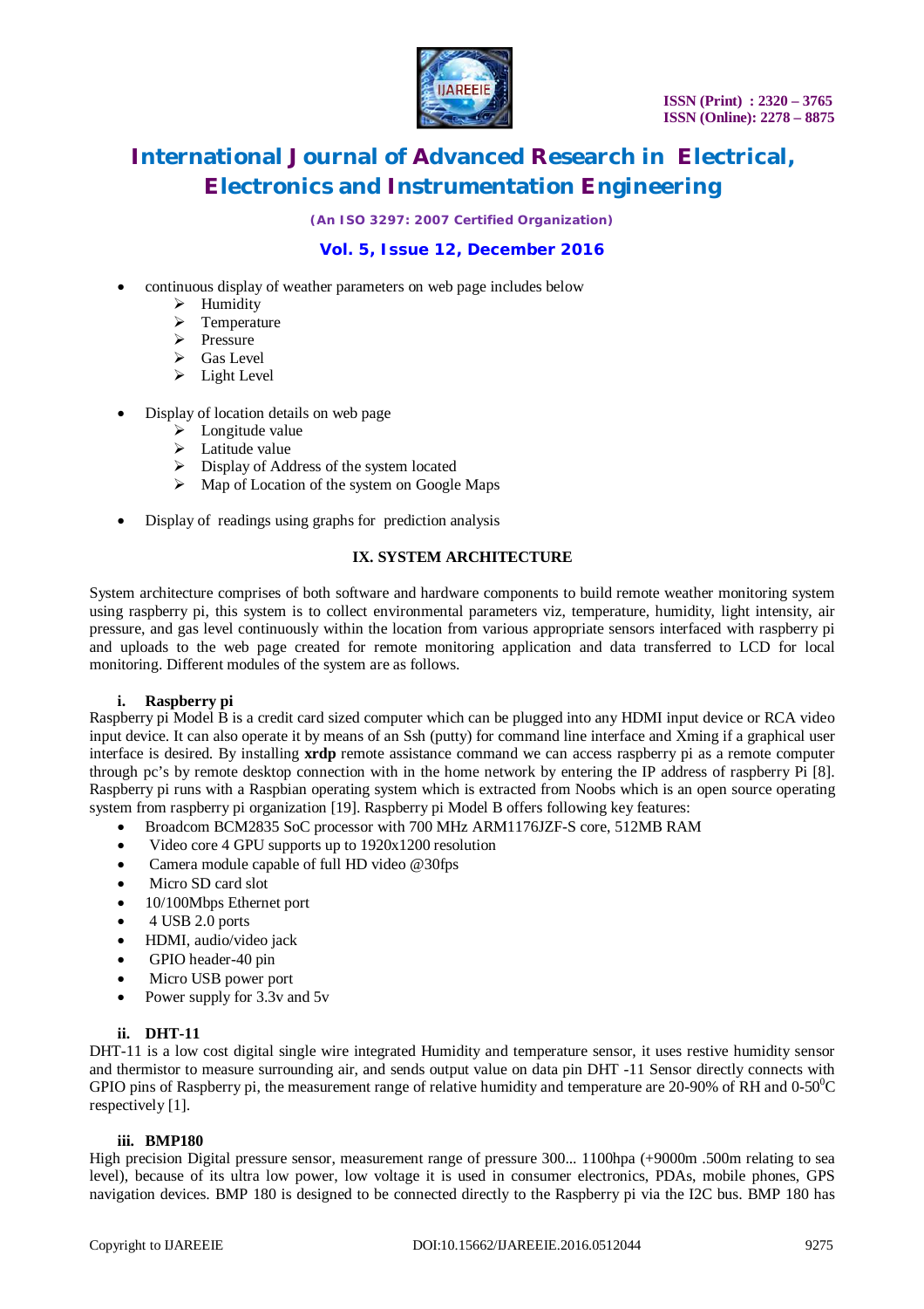- continuous display of weather parameters on web page includes below
  - Humidity
  - Temperature
  - Pressure
  - Gas Level
  - Light Level

- Display of location details on web page
  - Longitude value
  - Latitude value
  - Display of Address of the system located
  - Map of Location of the system on Google Maps

- Display of readings using graphs for prediction analysis

## IX. SYSTEM ARCHITECTURE

System architecture comprises of both software and hardware components to build remote weather monitoring system using raspberry pi, this system is to collect environmental parameters viz, temperature, humidity, light intensity, air pressure, and gas level continuously within the location from various appropriate sensors interfaced with raspberry pi and uploads to the web page created for remote monitoring application and data transferred to LCD for local monitoring. Different modules of the system are as follows.

### i. Raspberry pi

Raspberry pi Model B is a credit card sized computer which can be plugged into any HDMI input device or RCA video input device. It can also operate it by means of an Ssh (putty) for command line interface and Xming if a graphical user interface is desired. By installing **xrdp** remote assistance command we can access raspberry pi as a remote computer through pc's by remote desktop connection with in the home network by entering the IP address of raspberry Pi [8]. Raspberry pi runs with a Raspbian operating system which is extracted from Noobs which is an open source operating system from raspberry pi organization [19]. Raspberry pi Model B offers following key features:

- Broadcom BCM2835 SoC processor with 700 MHz ARM1176JZF-S core, 512MB RAM
- Video core 4 GPU supports up to 1920x1200 resolution
- Camera module capable of full HD video @30fps
- Micro SD card slot
- 10/100Mbps Ethernet port
- 4 USB 2.0 ports
- HDMI, audio/video jack
- GPIO header-40 pin
- Micro USB power port
- Power supply for 3.3v and 5v

### ii. DHT-11

DHT-11 is a low cost digital single wire integrated Humidity and temperature sensor, it uses restive humidity sensor and thermistor to measure surrounding air, and sends output value on data pin DHT -11 Sensor directly connects with GPIO pins of Raspberry pi, the measurement range of relative humidity and temperature are 20-90% of RH and 0-50$^{0}$C respectively [1].

### iii. BMP180

High precision Digital pressure sensor, measurement range of pressure 300... 1100hpa (+9000m .500m relating to sea level), because of its ultra low power, low voltage it is used in consumer electronics, PDAs, mobile phones, GPS navigation devices. BMP 180 is designed to be connected directly to the Raspberry pi via the I2C bus. BMP 180 has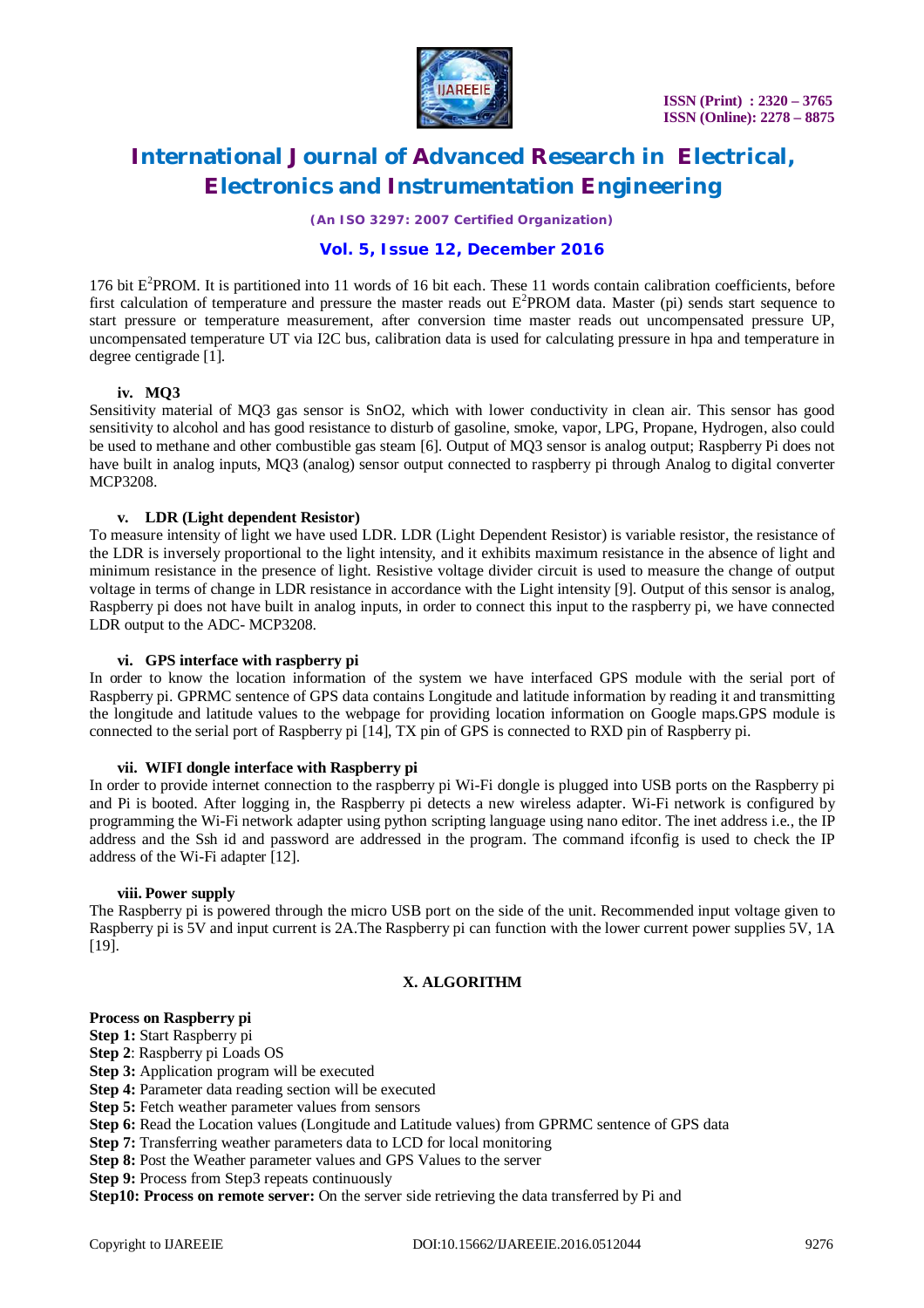176 bit $E^2$PROM. It is partitioned into 11 words of 16 bit each. These 11 words contain calibration coefficients, before first calculation of temperature and pressure the master reads out $E^2$PROM data. Master (pi) sends start sequence to start pressure or temperature measurement, after conversion time master reads out uncompensated pressure UP, uncompensated temperature UT via I2C bus, calibration data is used for calculating pressure in hpa and temperature in degree centigrade [1].

#### iv. MQ3

Sensitivity material of MQ3 gas sensor is SnO2, which with lower conductivity in clean air. This sensor has good sensitivity to alcohol and has good resistance to disturb of gasoline, smoke, vapor, LPG, Propane, Hydrogen, also could be used to methane and other combustible gas steam [6]. Output of MQ3 sensor is analog output; Raspberry Pi does not have built in analog inputs, MQ3 (analog) sensor output connected to raspberry pi through Analog to digital converter MCP3208.

#### v. LDR (Light dependent Resistor)

To measure intensity of light we have used LDR. LDR (Light Dependent Resistor) is variable resistor, the resistance of the LDR is inversely proportional to the light intensity, and it exhibits maximum resistance in the absence of light and minimum resistance in the presence of light. Resistive voltage divider circuit is used to measure the change of output voltage in terms of change in LDR resistance in accordance with the Light intensity [9]. Output of this sensor is analog, Raspberry pi does not have built in analog inputs, in order to connect this input to the raspberry pi, we have connected LDR output to the ADC- MCP3208.

#### vi. GPS interface with raspberry pi

In order to know the location information of the system we have interfaced GPS module with the serial port of Raspberry pi. GPRMC sentence of GPS data contains Longitude and latitude information by reading it and transmitting the longitude and latitude values to the webpage for providing location information on Google maps.GPS module is connected to the serial port of Raspberry pi [14], TX pin of GPS is connected to RXD pin of Raspberry pi.

#### vii. WIFI dongle interface with Raspberry pi

In order to provide internet connection to the raspberry pi Wi-Fi dongle is plugged into USB ports on the Raspberry pi and Pi is booted. After logging in, the Raspberry pi detects a new wireless adapter. Wi-Fi network is configured by programming the Wi-Fi network adapter using python scripting language using nano editor. The inet address i.e., the IP address and the Ssh id and password are addressed in the program. The command ifconfig is used to check the IP address of the Wi-Fi adapter [12].

#### viii. Power supply

The Raspberry pi is powered through the micro USB port on the side of the unit. Recommended input voltage given to Raspberry pi is 5V and input current is 2A.The Raspberry pi can function with the lower current power supplies 5V, 1A [19].

## X. ALGORITHM

**Process on Raspberry pi**

**Step 1:** Start Raspberry pi
**Step 2**: Raspberry pi Loads OS
**Step 3:** Application program will be executed
**Step 4:** Parameter data reading section will be executed
**Step 5:** Fetch weather parameter values from sensors
**Step 6:** Read the Location values (Longitude and Latitude values) from GPRMC sentence of GPS data
**Step 7:** Transferring weather parameters data to LCD for local monitoring
**Step 8:** Post the Weather parameter values and GPS Values to the server
**Step 9:** Process from Step3 repeats continuously
**Step10: Process on remote server:** On the server side retrieving the data transferred by Pi and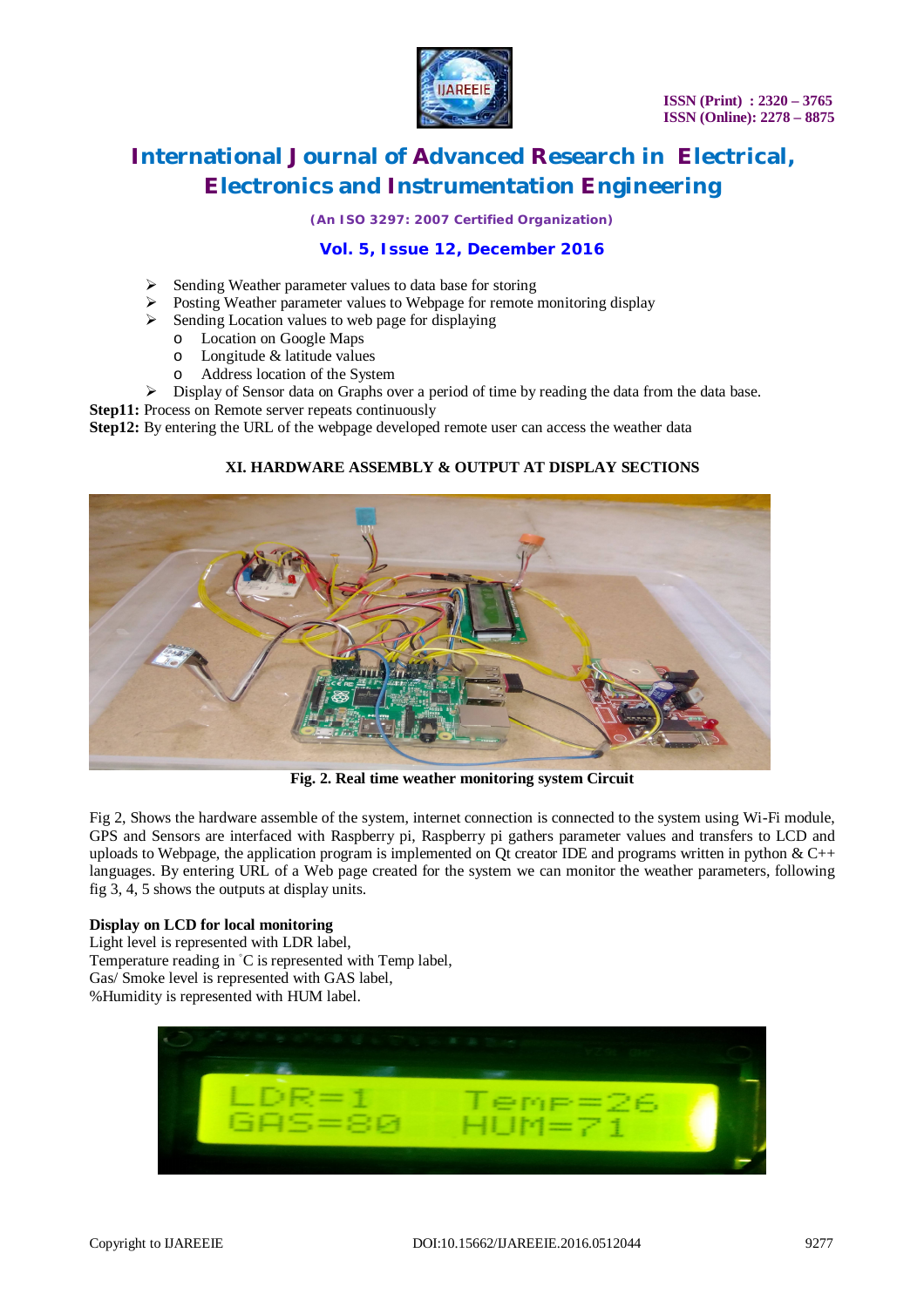- Sending Weather parameter values to data base for storing
- Posting Weather parameter values to Webpage for remote monitoring display
- Sending Location values to web page for displaying
  - Location on Google Maps
  - Longitude & latitude values
  - Address location of the System
- Display of Sensor data on Graphs over a period of time by reading the data from the data base.

**Step11:** Process on Remote server repeats continuously

**Step12:** By entering the URL of the webpage developed remote user can access the weather data

## XI. HARDWARE ASSEMBLY & OUTPUT AT DISPLAY SECTIONS

**Fig. 2. Real time weather monitoring system Circuit**

Fig 2, Shows the hardware assemble of the system, internet connection is connected to the system using Wi-Fi module, GPS and Sensors are interfaced with Raspberry pi, Raspberry pi gathers parameter values and transfers to LCD and uploads to Webpage, the application program is implemented on Qt creator IDE and programs written in python & C++ languages. By entering URL of a Web page created for the system we can monitor the weather parameters, following fig 3, 4, 5 shows the outputs at display units.

**Display on LCD for local monitoring**

Light level is represented with LDR label,
Temperature reading in °C is represented with Temp label,
Gas/ Smoke level is represented with GAS label,
%Humidity is represented with HUM label.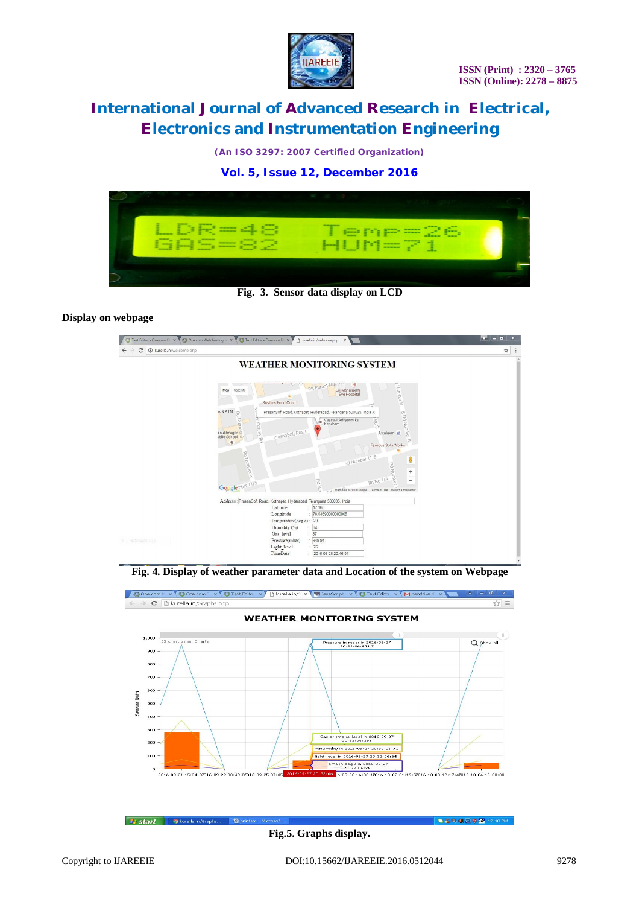Fig. 3. Sensor data display on LCD

**Display on webpage**

Fig. 4. Display of weather parameter data and Location of the system on Webpage

Fig.5. Graphs display.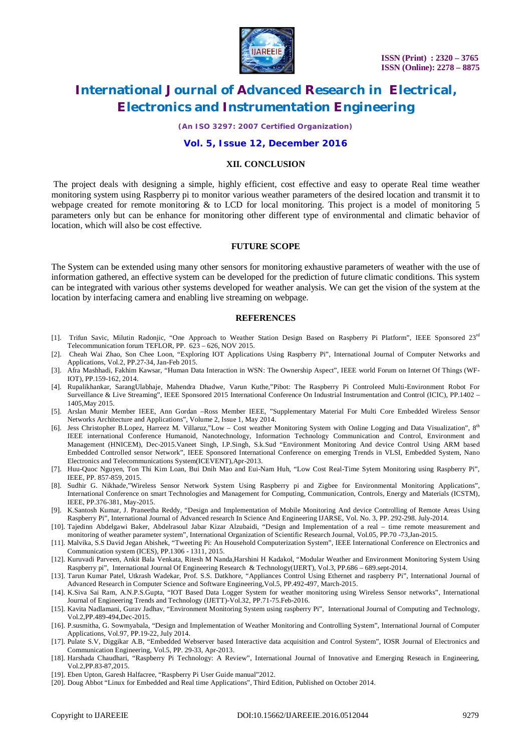## XII. CONCLUSION

The project deals with designing a simple, highly efficient, cost effective and easy to operate Real time weather monitoring system using Raspberry pi to monitor various weather parameters of the desired location and transmit it to webpage created for remote monitoring & to LCD for local monitoring. This project is a model of monitoring 5 parameters only but can be enhance for monitoring other different type of environmental and climatic behavior of location, which will also be cost effective.

## FUTURE SCOPE

The System can be extended using many other sensors for monitoring exhaustive parameters of weather with the use of information gathered, an effective system can be developed for the prediction of future climatic conditions. This system can be integrated with various other systems developed for weather analysis. We can get the vision of the system at the location by interfacing camera and enabling live streaming on webpage.

## REFERENCES

[1]. Trifun Savic, Milutin Radonjic, "One Approach to Weather Station Design Based on Raspberry Pi Platform", IEEE Sponsored 23rd Telecommunication forum TEFLOR, PP. 623 – 626, NOV 2015.

[2]. Cheah Wai Zhao, Son Chee Loon, "Exploring IOT Applications Using Raspberry Pi", International Journal of Computer Networks and Applications, Vol.2, PP.27-34, Jan-Feb 2015.

[3]. Afra Mashhadi, Fakhim Kawsar, "Human Data Interaction in WSN: The Ownership Aspect", IEEE world Forum on Internet Of Things (WF-IOT), PP.159-162, 2014.

[4]. Rupalikhankar, SarangUlabhaje, Mahendra Dhadwe, Varun Kuthe,"Pibot: The Raspberry Pi Controleed Multi-Environment Robot For Surveillance & Live Streaming", IEEE Sponsored 2015 International Conference On Industrial Instrumentation and Control (ICIC), PP.1402 – 1405,May 2015.

[5]. Arslan Munir Member IEEE, Ann Gordan –Ross Member IEEE, "Supplementary Material For Multi Core Embedded Wireless Sensor Networks Architecture and Applications", Volume 2, Issue 1, May 2014.

[6]. Jess Christopher B.Lopez, Harreez M. Villaruz,"Low – Cost weather Monitoring System with Online Logging and Data Visualization", 8th IEEE international Conference Humanoid, Nanotechnology, Information Technology Communication and Control, Environment and Management (HNICEM), Dec-2015.Vaneet Singh, I.P.Singh, S.k.Sud "Environment Monitoring And device Control Using ARM based Embedded Controlled sensor Network", IEEE Sponsored International Conference on emerging Trends in VLSI, Embedded System, Nano Electronics and Telecommunications System(ICEVENT),Apr-2013.

[7]. Huu-Quoc Nguyen, Ton Thi Kim Loan, Bui Dnih Mao and Eui-Nam Huh, "Low Cost Real-Time Sytem Monitoring using Raspberry Pi", IEEE, PP. 857-859, 2015.

[8]. Sudhir G. Nikhade,"Wireless Sensor Network System Using Raspberry pi and Zigbee for Environmental Monitoring Applications", International Conference on smart Technologies and Management for Computing, Communication, Controls, Energy and Materials (ICSTM), IEEE, PP.376-381, May-2015.

[9]. K.Santosh Kumar, J. Praneetha Reddy, "Design and Implementation of Mobile Monitoring And device Controlling of Remote Areas Using Raspberry Pi", International Journal of Advanced research In Science And Engineering IJARSE, Vol. No. 3, PP. 292-298. July-2014.

[10]. Tajedinn Abdelgawi Baker, Abdelrasoul Jabar Kizar Alzubaidi, "Design and Implementation of a real – time remote measurement and monitoring of weather parameter system", International Organization of Scientific Research Journal, Vol.05, PP.70 -73,Jan-2015.

[11]. Malvika, S.S David Jegan Abishek, "Tweeting Pi: An Household Computerization System", IEEE International Conference on Electronics and Communication system (ICES), PP.1306 - 1311, 2015.

[12]. Kuruvadi Parveen, Ankit Bala Venkata, Ritesh M Nanda,Harshini H Kadakol, "Modular Weather and Environment Monitoring System Using Raspberry pi", International Journal Of Engineering Research & Technology(IJERT), Vol.3, PP.686 – 689.sept-2014.

[13]. Tarun Kumar Patel, Utkrash Wadekar, Prof. S.S. Datkhore, "Appliances Control Using Ethernet and raspberry Pi", International Journal of Advanced Research in Computer Science and Software Engineering,Vol.5, PP.492-497, March-2015.

[14]. K.Siva Sai Ram, A.N.P.S.Gupta, "IOT Based Data Logger System for weather monitoring using Wireless Sensor networks", International Journal of Engineering Trends and Technology (IJETT)-Vol.32, PP.71-75.Feb-2016.

[15]. Kavita Nadlamani, Gurav Jadhav, "Environment Monitoring System using raspberry Pi", International Journal of Computing and Technology, Vol.2,PP.489-494,Dec-2015.

[16]. P.susmitha, G. Sowmyabala, "Design and Implementation of Weather Monitoring and Controlling System", International Journal of Computer Applications, Vol.97, PP.19-22, July 2014.

[17]. Pulate S.V, Diggikar A.B, "Embedded Webserver based Interactive data acquisition and Control System", IOSR Journal of Electronics and Communication Engineering, Vol.5, PP. 29-33, Apr-2013.

[18]. Harshada Chaudhari, "Raspberry Pi Technology: A Review", International Journal of Innovative and Emerging Reseach in Engineering, Vol.2,PP.83-87,2015.

[19]. Eben Upton, Garesh Halfacree, "Raspberry Pi User Guide manual"2012.

[20]. Doug Abbot "Linux for Embedded and Real time Applications", Third Edition, Published on October 2014.